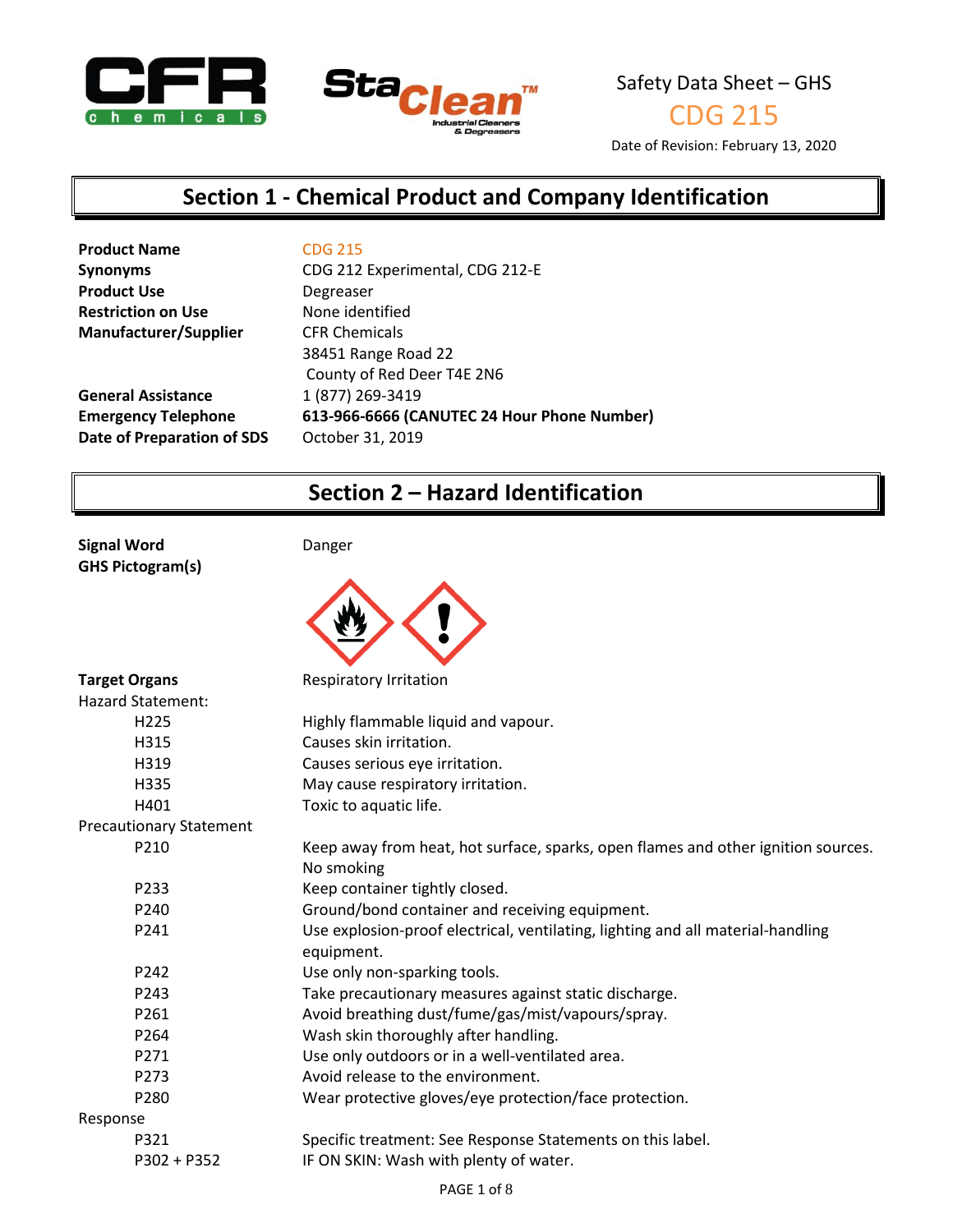Safety Data Sheet – GHS

CDG 215

Date of Revision: February 13, 2020

## Section 1 - Chemical Product and Company Identification

| | |
|---|---|
| **Product Name** | CDG 215 |
| **Synonyms** | CDG 212 Experimental, CDG 212-E |
| **Product Use** | Degreaser |
| **Restriction on Use** | None identified |
| **Manufacturer/Supplier** | CFR Chemicals<br>38451 Range Road 22<br>County of Red Deer T4E 2N6 |
| **General Assistance** | 1 (877) 269-3419 |
| **Emergency Telephone** | **613-966-6666 (CANUTEC 24 Hour Phone Number)** |
| **Date of Preparation of SDS** | October 31, 2019 |

## Section 2 – Hazard Identification

**Signal Word** Danger

**GHS Pictogram(s)**

**Target Organs** Respiratory Irritation

Hazard Statement:

| | |
|---|---|
| H225 | Highly flammable liquid and vapour. |
| H315 | Causes skin irritation. |
| H319 | Causes serious eye irritation. |
| H335 | May cause respiratory irritation. |
| H401 | Toxic to aquatic life. |

Precautionary Statement

| | |
|---|---|
| P210 | Keep away from heat, hot surface, sparks, open flames and other ignition sources. No smoking |
| P233 | Keep container tightly closed. |
| P240 | Ground/bond container and receiving equipment. |
| P241 | Use explosion-proof electrical, ventilating, lighting and all material-handling equipment. |
| P242 | Use only non-sparking tools. |
| P243 | Take precautionary measures against static discharge. |
| P261 | Avoid breathing dust/fume/gas/mist/vapours/spray. |
| P264 | Wash skin thoroughly after handling. |
| P271 | Use only outdoors or in a well-ventilated area. |
| P273 | Avoid release to the environment. |
| P280 | Wear protective gloves/eye protection/face protection. |

Response

| | |
|---|---|
| P321 | Specific treatment: See Response Statements on this label. |
| P302 + P352 | IF ON SKIN: Wash with plenty of water. |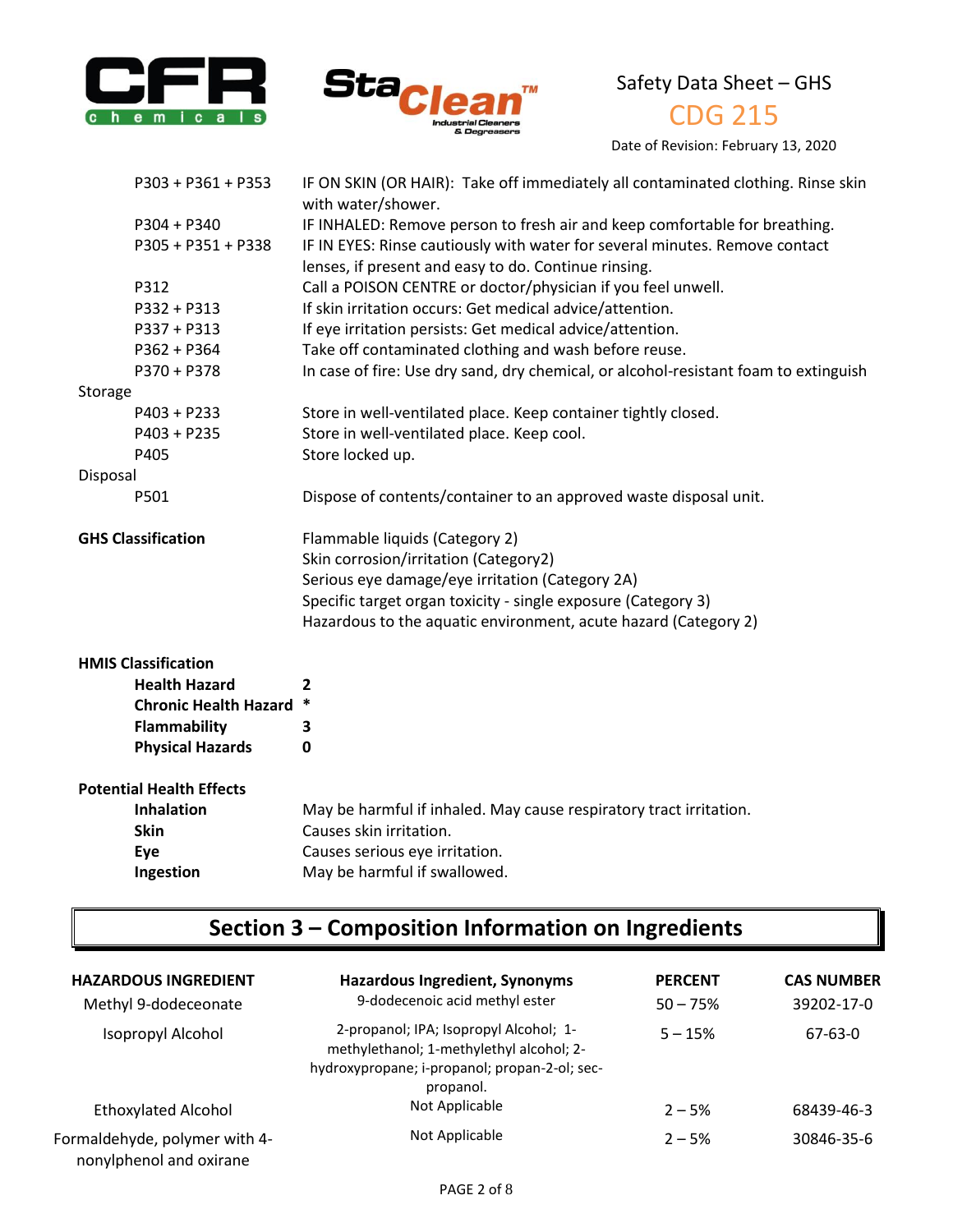| | |
|---|---|
| P303 + P361 + P353 | IF ON SKIN (OR HAIR): Take off immediately all contaminated clothing. Rinse skin with water/shower. |
| P304 + P340 | IF INHALED: Remove person to fresh air and keep comfortable for breathing. |
| P305 + P351 + P338 | IF IN EYES: Rinse cautiously with water for several minutes. Remove contact lenses, if present and easy to do. Continue rinsing. |
| P312 | Call a POISON CENTRE or doctor/physician if you feel unwell. |
| P332 + P313 | If skin irritation occurs: Get medical advice/attention. |
| P337 + P313 | If eye irritation persists: Get medical advice/attention. |
| P362 + P364 | Take off contaminated clothing and wash before reuse. |
| P370 + P378 | In case of fire: Use dry sand, dry chemical, or alcohol-resistant foam to extinguish |

Storage

| | |
|---|---|
| P403 + P233 | Store in well-ventilated place. Keep container tightly closed. |
| P403 + P235 | Store in well-ventilated place. Keep cool. |
| P405 | Store locked up. |

Disposal

| | |
|---|---|
| P501 | Dispose of contents/container to an approved waste disposal unit. |

**GHS Classification**

Flammable liquids (Category 2)
Skin corrosion/irritation (Category2)
Serious eye damage/eye irritation (Category 2A)
Specific target organ toxicity - single exposure (Category 3)
Hazardous to the aquatic environment, acute hazard (Category 2)

**HMIS Classification**

| | |
|---|---|
| **Health Hazard** | **2** |
| **Chronic Health Hazard** | ***** |
| **Flammability** | **3** |
| **Physical Hazards** | **0** |

**Potential Health Effects**

| | |
|---|---|
| **Inhalation** | May be harmful if inhaled. May cause respiratory tract irritation. |
| **Skin** | Causes skin irritation. |
| **Eye** | Causes serious eye irritation. |
| **Ingestion** | May be harmful if swallowed. |

## Section 3 – Composition Information on Ingredients

| HAZARDOUS INGREDIENT | Hazardous Ingredient, Synonyms | PERCENT | CAS NUMBER |
|---|---|---|---|
| Methyl 9-dodeceonate | 9-dodecenoic acid methyl ester | 50 – 75% | 39202-17-0 |
| Isopropyl Alcohol | 2-propanol; IPA; Isopropyl Alcohol; 1-methylethanol; 1-methylethyl alcohol; 2-hydroxypropane; i-propanol; propan-2-ol; sec-propanol. | 5 – 15% | 67-63-0 |
| Ethoxylated Alcohol | Not Applicable | 2 – 5% | 68439-46-3 |
| Formaldehyde, polymer with 4-nonylphenol and oxirane | Not Applicable | 2 – 5% | 30846-35-6 |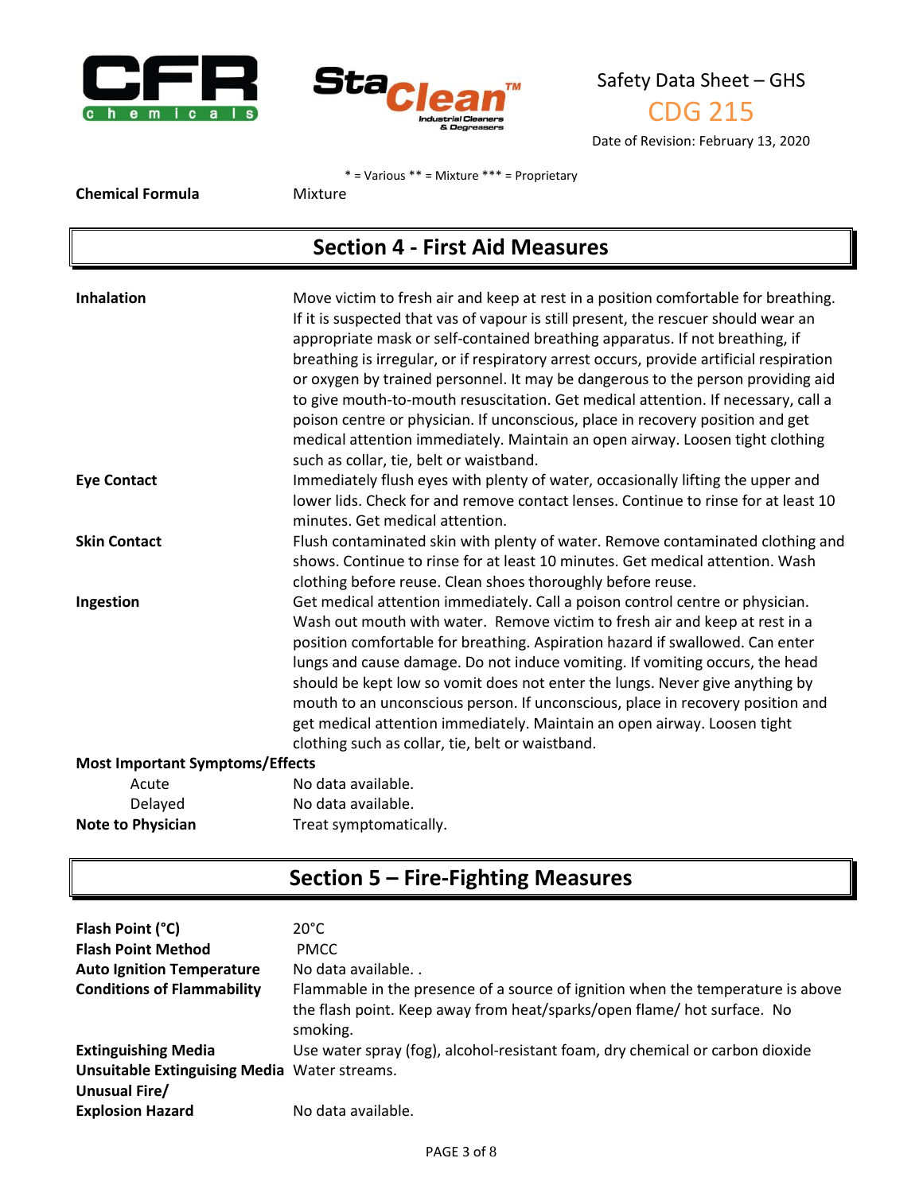* = Various ** = Mixture *** = Proprietary

| | |
|---|---|
| **Chemical Formula** | Mixture |

## Section 4 - First Aid Measures

| | |
|---|---|
| **Inhalation** | Move victim to fresh air and keep at rest in a position comfortable for breathing. If it is suspected that vas of vapour is still present, the rescuer should wear an appropriate mask or self-contained breathing apparatus. If not breathing, if breathing is irregular, or if respiratory arrest occurs, provide artificial respiration or oxygen by trained personnel. It may be dangerous to the person providing aid to give mouth-to-mouth resuscitation. Get medical attention. If necessary, call a poison centre or physician. If unconscious, place in recovery position and get medical attention immediately. Maintain an open airway. Loosen tight clothing such as collar, tie, belt or waistband. |
| **Eye Contact** | Immediately flush eyes with plenty of water, occasionally lifting the upper and lower lids. Check for and remove contact lenses. Continue to rinse for at least 10 minutes. Get medical attention. |
| **Skin Contact** | Flush contaminated skin with plenty of water. Remove contaminated clothing and shows. Continue to rinse for at least 10 minutes. Get medical attention. Wash clothing before reuse. Clean shoes thoroughly before reuse. |
| **Ingestion** | Get medical attention immediately. Call a poison control centre or physician. Wash out mouth with water. Remove victim to fresh air and keep at rest in a position comfortable for breathing. Aspiration hazard if swallowed. Can enter lungs and cause damage. Do not induce vomiting. If vomiting occurs, the head should be kept low so vomit does not enter the lungs. Never give anything by mouth to an unconscious person. If unconscious, place in recovery position and get medical attention immediately. Maintain an open airway. Loosen tight clothing such as collar, tie, belt or waistband. |
| **Most Important Symptoms/Effects** | |
| Acute | No data available. |
| Delayed | No data available. |
| **Note to Physician** | Treat symptomatically. |

## Section 5 – Fire-Fighting Measures

| | |
|---|---|
| **Flash Point (°C)** | 20°C |
| **Flash Point Method** | PMCC |
| **Auto Ignition Temperature** | No data available. . |
| **Conditions of Flammability** | Flammable in the presence of a source of ignition when the temperature is above the flash point. Keep away from heat/sparks/open flame/ hot surface. No smoking. |
| **Extinguishing Media** | Use water spray (fog), alcohol-resistant foam, dry chemical or carbon dioxide |
| **Unsuitable Extinguising Media** | Water streams. |
| **Unusual Fire/ Explosion Hazard** | No data available. |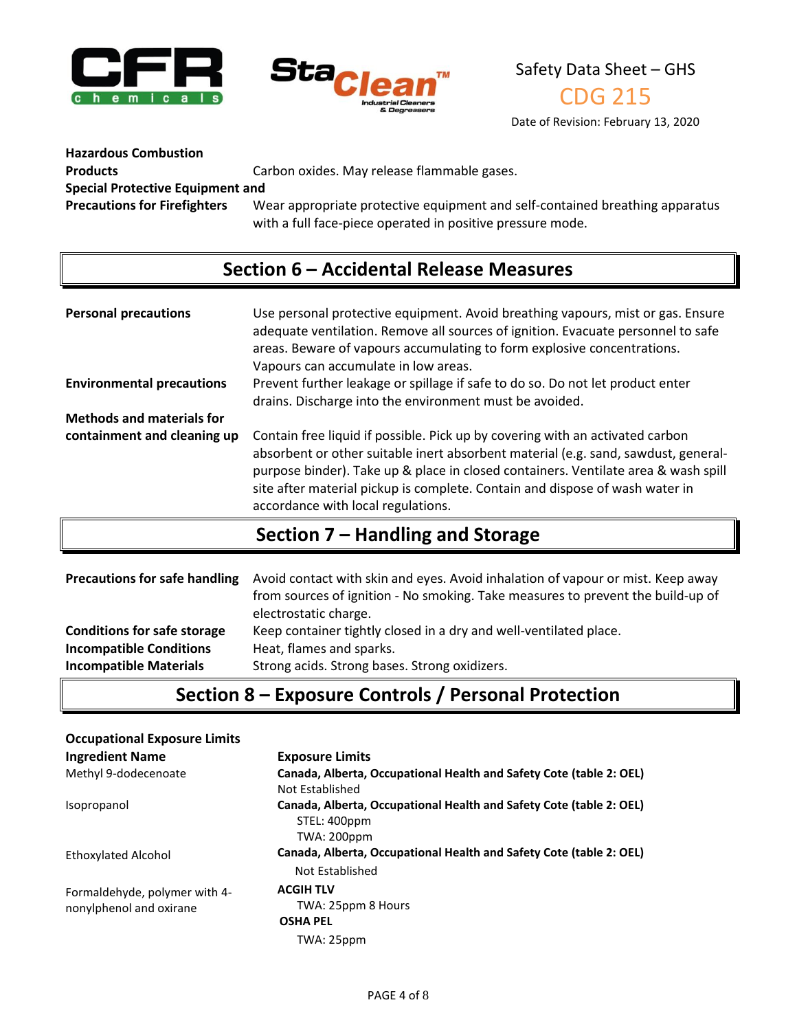| | |
|---|---|
| **Hazardous Combustion Products** | Carbon oxides. May release flammable gases. |
| **Special Protective Equipment and Precautions for Firefighters** | Wear appropriate protective equipment and self-contained breathing apparatus with a full face-piece operated in positive pressure mode. |

## Section 6 – Accidental Release Measures

| | |
|---|---|
| **Personal precautions** | Use personal protective equipment. Avoid breathing vapours, mist or gas. Ensure adequate ventilation. Remove all sources of ignition. Evacuate personnel to safe areas. Beware of vapours accumulating to form explosive concentrations. Vapours can accumulate in low areas. |
| **Environmental precautions** | Prevent further leakage or spillage if safe to do so. Do not let product enter drains. Discharge into the environment must be avoided. |
| **Methods and materials for containment and cleaning up** | Contain free liquid if possible. Pick up by covering with an activated carbon absorbent or other suitable inert absorbent material (e.g. sand, sawdust, general-purpose binder). Take up & place in closed containers. Ventilate area & wash spill site after material pickup is complete. Contain and dispose of wash water in accordance with local regulations. |

## Section 7 – Handling and Storage

| | |
|---|---|
| **Precautions for safe handling** | Avoid contact with skin and eyes. Avoid inhalation of vapour or mist. Keep away from sources of ignition - No smoking. Take measures to prevent the build-up of electrostatic charge. |
| **Conditions for safe storage** | Keep container tightly closed in a dry and well-ventilated place. |
| **Incompatible Conditions** | Heat, flames and sparks. |
| **Incompatible Materials** | Strong acids. Strong bases. Strong oxidizers. |

## Section 8 – Exposure Controls / Personal Protection

**Occupational Exposure Limits**

| **Ingredient Name** | **Exposure Limits** |
|---|---|
| Methyl 9-dodecenoate | **Canada, Alberta, Occupational Health and Safety Cote (table 2: OEL)**<br>Not Established |
| Isopropanol | **Canada, Alberta, Occupational Health and Safety Cote (table 2: OEL)**<br>STEL: 400ppm<br>TWA: 200ppm |
| Ethoxylated Alcohol | **Canada, Alberta, Occupational Health and Safety Cote (table 2: OEL)**<br>Not Established |
| Formaldehyde, polymer with 4-nonylphenol and oxirane | **ACGIH TLV**<br>TWA: 25ppm 8 Hours<br>**OSHA PEL**<br>TWA: 25ppm |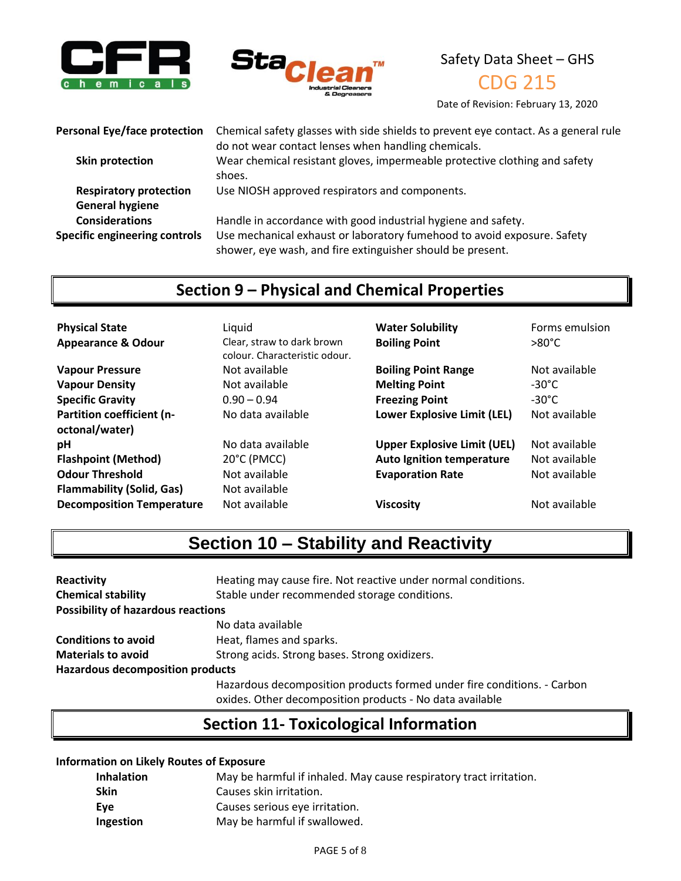| | |
|---|---|
| **Personal Eye/face protection** | Chemical safety glasses with side shields to prevent eye contact. As a general rule do not wear contact lenses when handling chemicals. |
| **Skin protection** | Wear chemical resistant gloves, impermeable protective clothing and safety shoes. |
| **Respiratory protection** | Use NIOSH approved respirators and components. |
| **General hygiene Considerations** | Handle in accordance with good industrial hygiene and safety. |
| **Specific engineering controls** | Use mechanical exhaust or laboratory fumehood to avoid exposure. Safety shower, eye wash, and fire extinguisher should be present. |

## Section 9 – Physical and Chemical Properties

| | | | |
|---|---|---|---|
| **Physical State** | Liquid | **Water Solubility** | Forms emulsion |
| **Appearance & Odour** | Clear, straw to dark brown colour. Characteristic odour. | **Boiling Point** | >80°C |
| **Vapour Pressure** | Not available | **Boiling Point Range** | Not available |
| **Vapour Density** | Not available | **Melting Point** | -30°C |
| **Specific Gravity** | 0.90 – 0.94 | **Freezing Point** | -30°C |
| **Partition coefficient (n-octonal/water)** | No data available | **Lower Explosive Limit (LEL)** | Not available |
| **pH** | No data available | **Upper Explosive Limit (UEL)** | Not available |
| **Flashpoint (Method)** | 20°C (PMCC) | **Auto Ignition temperature** | Not available |
| **Odour Threshold** | Not available | **Evaporation Rate** | Not available |
| **Flammability (Solid, Gas)** | Not available | | |
| **Decomposition Temperature** | Not available | **Viscosity** | Not available |

## Section 10 – Stability and Reactivity

**Reactivity** Heating may cause fire. Not reactive under normal conditions.

**Chemical stability** Stable under recommended storage conditions.

**Possibility of hazardous reactions**

No data available

**Conditions to avoid** Heat, flames and sparks.

**Materials to avoid** Strong acids. Strong bases. Strong oxidizers.

**Hazardous decomposition products**

Hazardous decomposition products formed under fire conditions. - Carbon oxides. Other decomposition products - No data available

## Section 11- Toxicological Information

**Information on Likely Routes of Exposure**

| | |
|---|---|
| **Inhalation** | May be harmful if inhaled. May cause respiratory tract irritation. |
| **Skin** | Causes skin irritation. |
| **Eye** | Causes serious eye irritation. |
| **Ingestion** | May be harmful if swallowed. |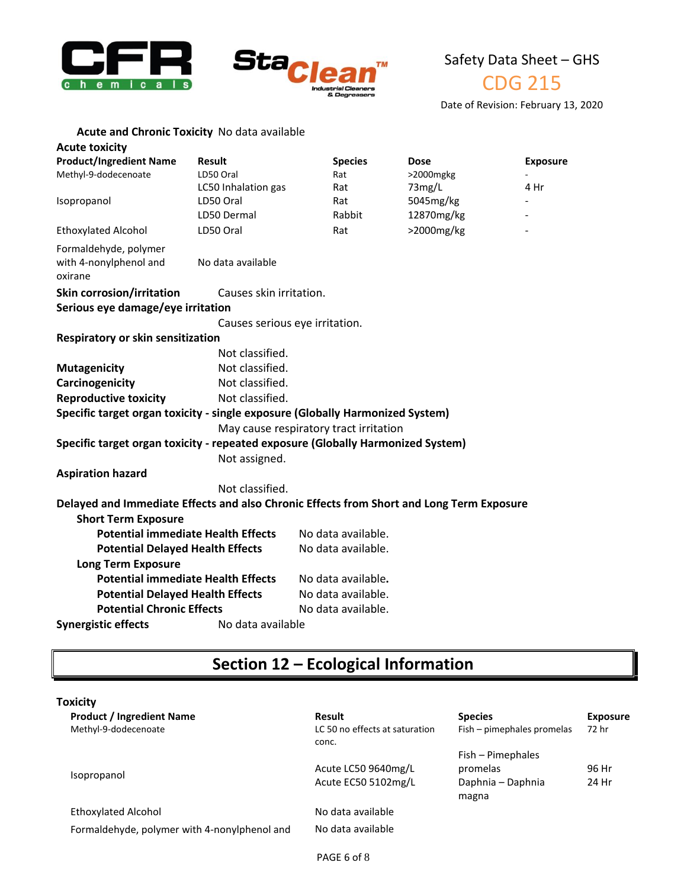**Acute and Chronic Toxicity** No data available

**Acute toxicity**

| Product/Ingredient Name | Result | Species | Dose | Exposure |
|---|---|---|---|---|
| Methyl-9-dodecenoate | LD50 Oral | Rat | >2000mgkg | - |
| | LC50 Inhalation gas | Rat | 73mg/L | 4 Hr |
| Isopropanol | LD50 Oral | Rat | 5045mg/kg | - |
| | LD50 Dermal | Rabbit | 12870mg/kg | - |
| Ethoxylated Alcohol | LD50 Oral | Rat | >2000mg/kg | - |
| Formaldehyde, polymer with 4-nonylphenol and oxirane | No data available | | | |

**Skin corrosion/irritation** Causes skin irritation.

**Serious eye damage/eye irritation**

Causes serious eye irritation.

**Respiratory or skin sensitization**

Not classified.

**Mutagenicity** Not classified.

**Carcinogenicity** Not classified.

**Reproductive toxicity** Not classified.

**Specific target organ toxicity - single exposure (Globally Harmonized System)**

May cause respiratory tract irritation

**Specific target organ toxicity - repeated exposure (Globally Harmonized System)**

Not assigned.

**Aspiration hazard**

Not classified.

**Delayed and Immediate Effects and also Chronic Effects from Short and Long Term Exposure**

**Short Term Exposure**

**Potential immediate Health Effects** No data available.

**Potential Delayed Health Effects** No data available.

**Long Term Exposure**

**Potential immediate Health Effects** No data available.

**Potential Delayed Health Effects** No data available.

**Potential Chronic Effects** No data available.

**Synergistic effects** No data available

## Section 12 – Ecological Information

**Toxicity**

| Product / Ingredient Name | Result | Species | Exposure |
|---|---|---|---|
| Methyl-9-dodecenoate | LC 50 no effects at saturation conc. | Fish – pimephales promelas | 72 hr |
| Isopropanol | Acute LC50 9640mg/L | Fish – Pimephales promelas | 96 Hr |
| | Acute EC50 5102mg/L | Daphnia – Daphnia magna | 24 Hr |
| Ethoxylated Alcohol | No data available | | |
| Formaldehyde, polymer with 4-nonylphenol and | No data available | | |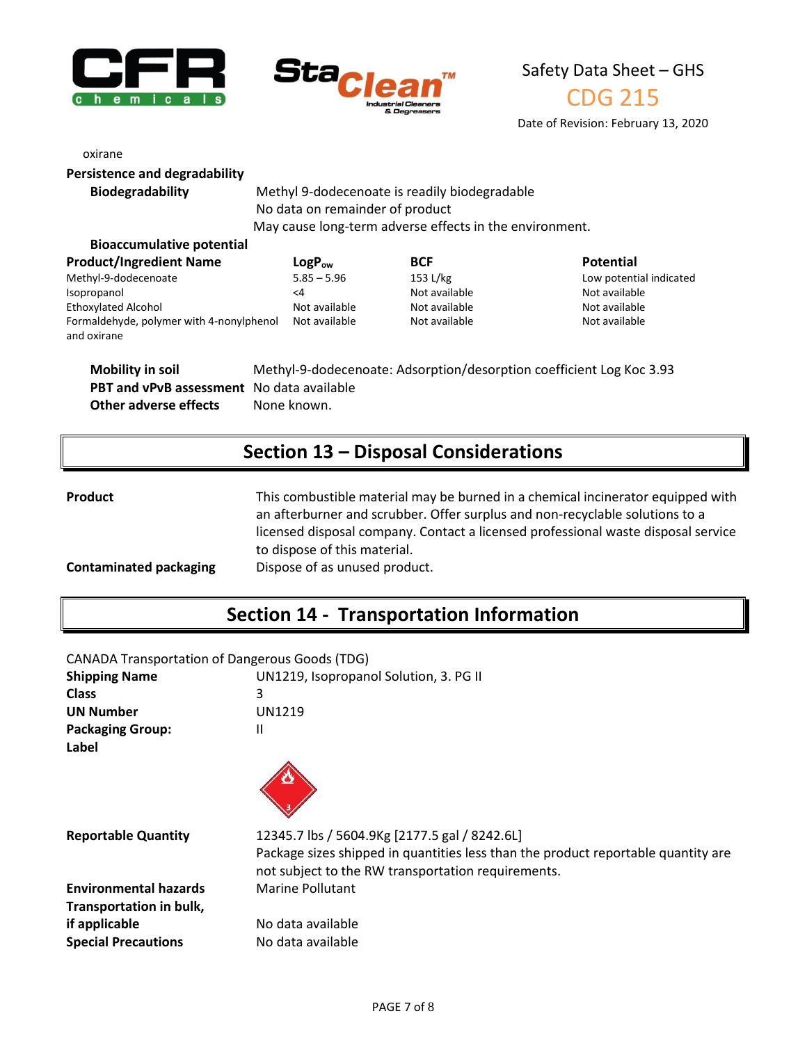oxirane

**Persistence and degradability**

**Biodegradability** — Methyl 9-dodecenoate is readily biodegradable
No data on remainder of product
May cause long-term adverse effects in the environment.

**Bioaccumulative potential**

| Product/Ingredient Name | $LogP_{ow}$ | BCF | Potential |
|---|---|---|---|
| Methyl-9-dodecenoate | 5.85 – 5.96 | 153 L/kg | Low potential indicated |
| Isopropanol | <4 | Not available | Not available |
| Ethoxylated Alcohol | Not available | Not available | Not available |
| Formaldehyde, polymer with 4-nonylphenol and oxirane | Not available | Not available | Not available |

**Mobility in soil** — Methyl-9-dodecenoate: Adsorption/desorption coefficient Log Koc 3.93

**PBT and vPvB assessment** — No data available

**Other adverse effects** — None known.

## Section 13 – Disposal Considerations

**Product** — This combustible material may be burned in a chemical incinerator equipped with an afterburner and scrubber. Offer surplus and non-recyclable solutions to a licensed disposal company. Contact a licensed professional waste disposal service to dispose of this material.

**Contaminated packaging** — Dispose of as unused product.

## Section 14 - Transportation Information

CANADA Transportation of Dangerous Goods (TDG)

**Shipping Name** — UN1219, Isopropanol Solution, 3. PG II

**Class** — 3

**UN Number** — UN1219

**Packaging Group:** — II

**Label**

**Reportable Quantity** — 12345.7 lbs / 5604.9Kg [2177.5 gal / 8242.6L]
Package sizes shipped in quantities less than the product reportable quantity are not subject to the RW transportation requirements.

**Environmental hazards** — Marine Pollutant

**Transportation in bulk, if applicable** — No data available

**Special Precautions** — No data available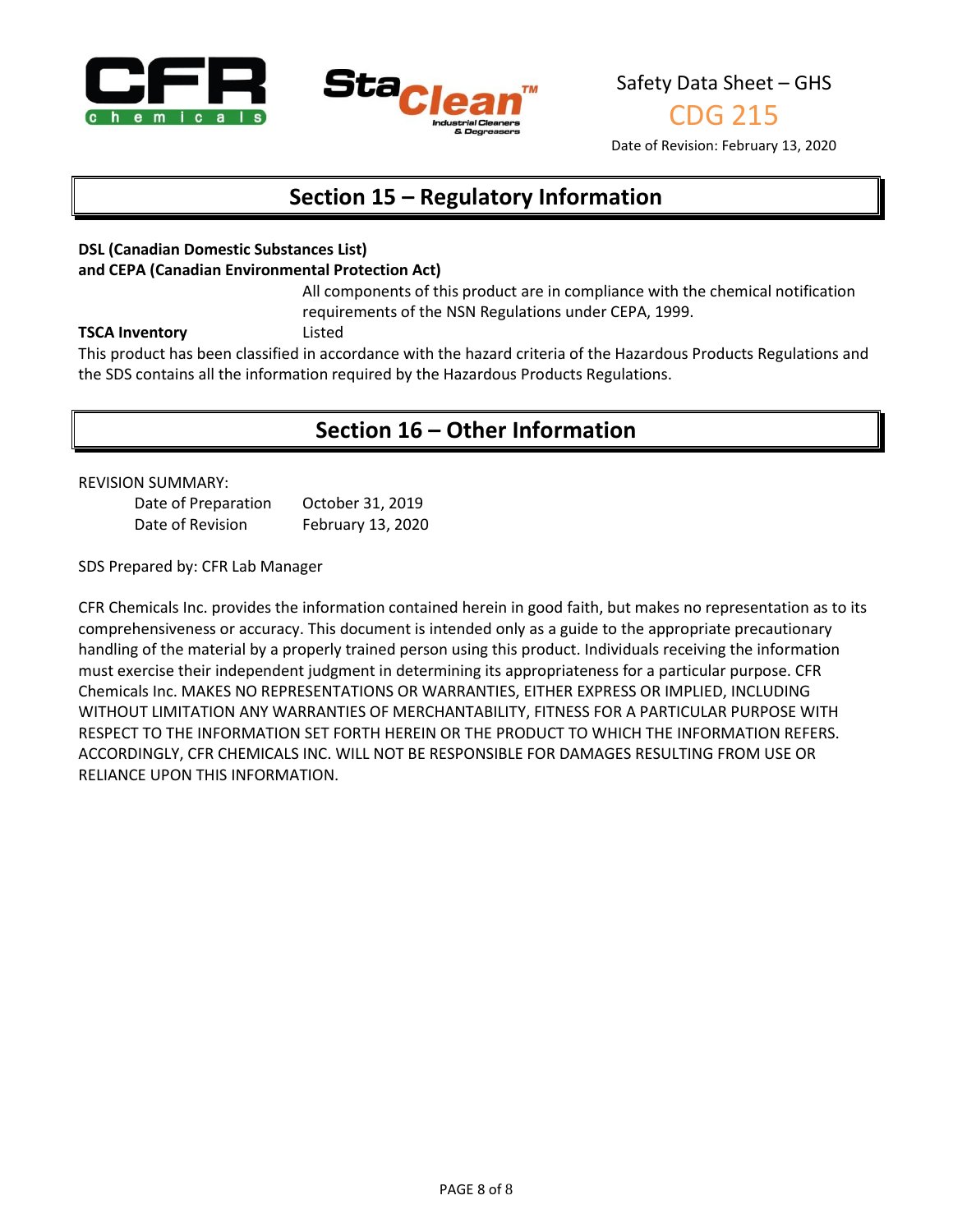## Section 15 – Regulatory Information

**DSL (Canadian Domestic Substances List)**
**and CEPA (Canadian Environmental Protection Act)**

All components of this product are in compliance with the chemical notification requirements of the NSN Regulations under CEPA, 1999.

**TSCA Inventory** Listed

This product has been classified in accordance with the hazard criteria of the Hazardous Products Regulations and the SDS contains all the information required by the Hazardous Products Regulations.

## Section 16 – Other Information

REVISION SUMMARY:

| | |
|---|---|
| Date of Preparation | October 31, 2019 |
| Date of Revision | February 13, 2020 |

SDS Prepared by: CFR Lab Manager

CFR Chemicals Inc. provides the information contained herein in good faith, but makes no representation as to its comprehensiveness or accuracy. This document is intended only as a guide to the appropriate precautionary handling of the material by a properly trained person using this product. Individuals receiving the information must exercise their independent judgment in determining its appropriateness for a particular purpose. CFR Chemicals Inc. MAKES NO REPRESENTATIONS OR WARRANTIES, EITHER EXPRESS OR IMPLIED, INCLUDING WITHOUT LIMITATION ANY WARRANTIES OF MERCHANTABILITY, FITNESS FOR A PARTICULAR PURPOSE WITH RESPECT TO THE INFORMATION SET FORTH HEREIN OR THE PRODUCT TO WHICH THE INFORMATION REFERS. ACCORDINGLY, CFR CHEMICALS INC. WILL NOT BE RESPONSIBLE FOR DAMAGES RESULTING FROM USE OR RELIANCE UPON THIS INFORMATION.